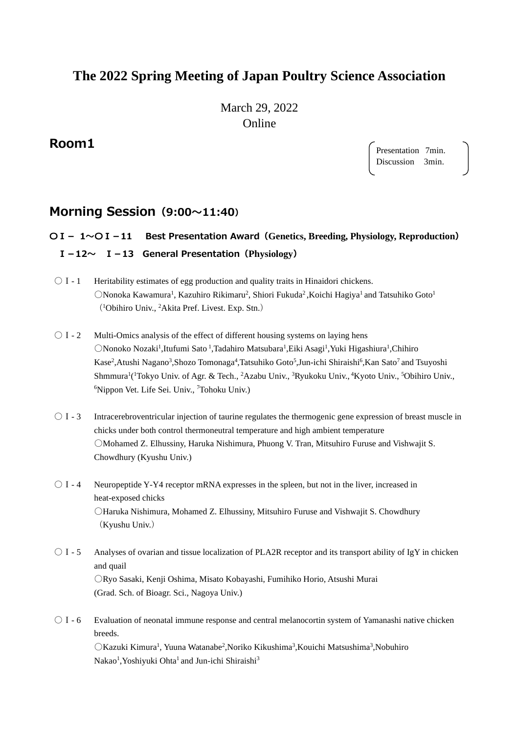# The 2022 Spring Meeting of Japan Poultry Science Association

March 29, 2022
Online

## Room1

Presentation 7min.
Discussion 3min.

## Morning Session（9:00～11:40）

### ○Ⅰ－ 1～○Ⅰ－11 Best Presentation Award（Genetics, Breeding, Physiology, Reproduction）

### Ⅰ－12～ Ⅰ－13 General Presentation（Physiology）

○Ⅰ- 1 Heritability estimates of egg production and quality traits in Hinaidori chickens.
○Nonoka Kawamura[1], Kazuhiro Rikimaru[2], Shiori Fukuda[2] ,Koichi Hagiya[1] and Tatsuhiko Goto[1]
（[1]Obihiro Univ., [2]Akita Pref. Livest. Exp. Stn.）

○Ⅰ- 2 Multi-Omics analysis of the effect of different housing systems on laying hens
○Nonoko Nozaki[1],Itufumi Sato [1],Tadahiro Matsubara[1],Eiki Asagi[1],Yuki Higashiura[1],Chihiro Kase[2],Atushi Nagano[3],Shozo Tomonaga[4],Tatsuhiko Goto[5],Jun-ichi Shiraishi[6],Kan Sato[7] and Tsuyoshi Shmmura[1]([1]Tokyo Univ. of Agr. & Tech., [2]Azabu Univ., [3]Ryukoku Univ., [4]Kyoto Univ., [5]Obihiro Univ., [6]Nippon Vet. Life Sei. Univ., [7]Tohoku Univ.)

○Ⅰ- 3 Intracerebroventricular injection of taurine regulates the thermogenic gene expression of breast muscle in chicks under both control thermoneutral temperature and high ambient temperature
○Mohamed Z. Elhussiny, Haruka Nishimura, Phuong V. Tran, Mitsuhiro Furuse and Vishwajit S. Chowdhury (Kyushu Univ.)

○Ⅰ- 4 Neuropeptide Y-Y4 receptor mRNA expresses in the spleen, but not in the liver, increased in heat-exposed chicks
○Haruka Nishimura, Mohamed Z. Elhussiny, Mitsuhiro Furuse and Vishwajit S. Chowdhury
（Kyushu Univ.）

○Ⅰ- 5 Analyses of ovarian and tissue localization of PLA2R receptor and its transport ability of IgY in chicken and quail
○Ryo Sasaki, Kenji Oshima, Misato Kobayashi, Fumihiko Horio, Atsushi Murai
(Grad. Sch. of Bioagr. Sci., Nagoya Univ.)

○Ⅰ- 6 Evaluation of neonatal immune response and central melanocortin system of Yamanashi native chicken breeds.
○Kazuki Kimura[1], Yuuna Watanabe[2],Noriko Kikushima[3],Kouichi Matsushima[3],Nobuhiro Nakao[1],Yoshiyuki Ohta[1] and Jun-ichi Shiraishi[3]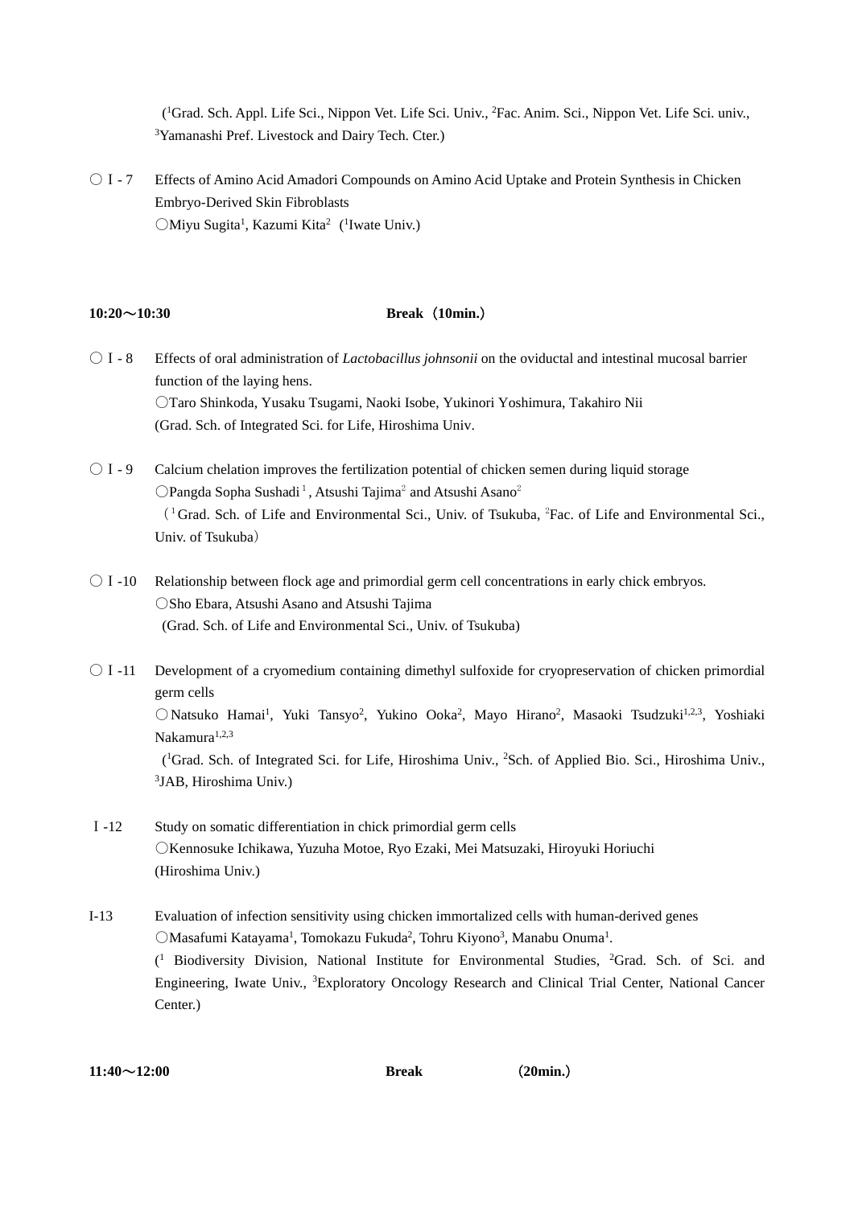([1]Grad. Sch. Appl. Life Sci., Nippon Vet. Life Sci. Univ., [2]Fac. Anim. Sci., Nippon Vet. Life Sci. univ., [3]Yamanashi Pref. Livestock and Dairy Tech. Cter.)

○ I - 7 Effects of Amino Acid Amadori Compounds on Amino Acid Uptake and Protein Synthesis in Chicken Embryo-Derived Skin Fibroblasts
○Miyu Sugita[1], Kazumi Kita[2] ([1]Iwate Univ.)

**10:20～10:30 Break（10min.）**

○ I - 8 Effects of oral administration of *Lactobacillus johnsonii* on the oviductal and intestinal mucosal barrier function of the laying hens.
○Taro Shinkoda, Yusaku Tsugami, Naoki Isobe, Yukinori Yoshimura, Takahiro Nii
(Grad. Sch. of Integrated Sci. for Life, Hiroshima Univ.

○ I - 9 Calcium chelation improves the fertilization potential of chicken semen during liquid storage
○Pangda Sopha Sushadi[1], Atsushi Tajima[2] and Atsushi Asano[2]
（[1]Grad. Sch. of Life and Environmental Sci., Univ. of Tsukuba, [2]Fac. of Life and Environmental Sci., Univ. of Tsukuba）

○ I -10 Relationship between flock age and primordial germ cell concentrations in early chick embryos.
○Sho Ebara, Atsushi Asano and Atsushi Tajima
(Grad. Sch. of Life and Environmental Sci., Univ. of Tsukuba)

○ I -11 Development of a cryomedium containing dimethyl sulfoxide for cryopreservation of chicken primordial germ cells
○Natsuko Hamai[1], Yuki Tansyo[2], Yukino Ooka[2], Mayo Hirano[2], Masaoki Tsudzuki[1,2,3], Yoshiaki Nakamura[1,2,3]
([1]Grad. Sch. of Integrated Sci. for Life, Hiroshima Univ., [2]Sch. of Applied Bio. Sci., Hiroshima Univ., [3]JAB, Hiroshima Univ.)

I -12 Study on somatic differentiation in chick primordial germ cells
○Kennosuke Ichikawa, Yuzuha Motoe, Ryo Ezaki, Mei Matsuzaki, Hiroyuki Horiuchi
(Hiroshima Univ.)

I-13 Evaluation of infection sensitivity using chicken immortalized cells with human-derived genes
○Masafumi Katayama[1], Tomokazu Fukuda[2], Tohru Kiyono[3], Manabu Onuma[1].
([1] Biodiversity Division, National Institute for Environmental Studies, [2]Grad. Sch. of Sci. and Engineering, Iwate Univ., [3]Exploratory Oncology Research and Clinical Trial Center, National Cancer Center.)

**11:40～12:00 Break （20min.）**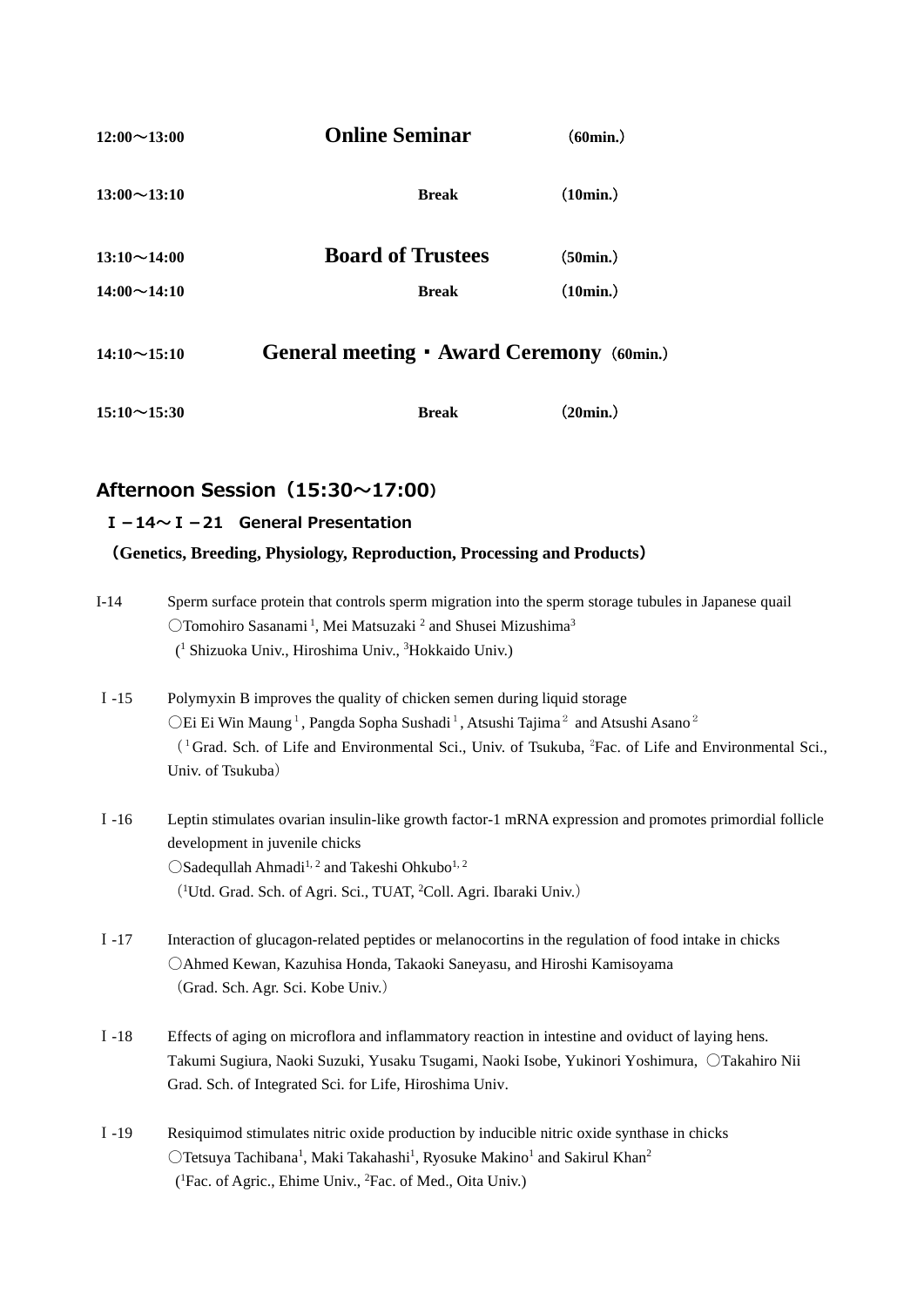**12:00～13:00** **Online Seminar** **（60min.）**

**13:00～13:10** **Break** **（10min.）**

**13:10～14:00** **Board of Trustees** **（50min.）**

**14:00～14:10** **Break** **（10min.）**

**14:10～15:10** **General meeting・Award Ceremony** **（60min.）**

**15:10～15:30** **Break** **（20min.）**

## Afternoon Session（15:30～17:00）

### Ｉ－14～Ｉ－21 General Presentation

### （Genetics, Breeding, Physiology, Reproduction, Processing and Products）

I-14 Sperm surface protein that controls sperm migration into the sperm storage tubules in Japanese quail
○Tomohiro Sasanami [1], Mei Matsuzaki [2] and Shusei Mizushima[3]
([1] Shizuoka Univ., Hiroshima Univ., [3]Hokkaido Univ.)

Ｉ-15 Polymyxin B improves the quality of chicken semen during liquid storage
○Ei Ei Win Maung [1], Pangda Sopha Sushadi [1], Atsushi Tajima [2] and Atsushi Asano [2]
（[1] Grad. Sch. of Life and Environmental Sci., Univ. of Tsukuba, [2]Fac. of Life and Environmental Sci., Univ. of Tsukuba）

Ｉ-16 Leptin stimulates ovarian insulin-like growth factor-1 mRNA expression and promotes primordial follicle development in juvenile chicks
○Sadequllah Ahmadi[1, 2] and Takeshi Ohkubo[1, 2]
（[1]Utd. Grad. Sch. of Agri. Sci., TUAT, [2]Coll. Agri. Ibaraki Univ.）

Ｉ-17 Interaction of glucagon-related peptides or melanocortins in the regulation of food intake in chicks
○Ahmed Kewan, Kazuhisa Honda, Takaoki Saneyasu, and Hiroshi Kamisoyama
（Grad. Sch. Agr. Sci. Kobe Univ.）

Ｉ-18 Effects of aging on microflora and inflammatory reaction in intestine and oviduct of laying hens.
Takumi Sugiura, Naoki Suzuki, Yusaku Tsugami, Naoki Isobe, Yukinori Yoshimura, ○Takahiro Nii
Grad. Sch. of Integrated Sci. for Life, Hiroshima Univ.

Ｉ-19 Resiquimod stimulates nitric oxide production by inducible nitric oxide synthase in chicks
○Tetsuya Tachibana[1], Maki Takahashi[1], Ryosuke Makino[1] and Sakirul Khan[2]
([1]Fac. of Agric., Ehime Univ., [2]Fac. of Med., Oita Univ.)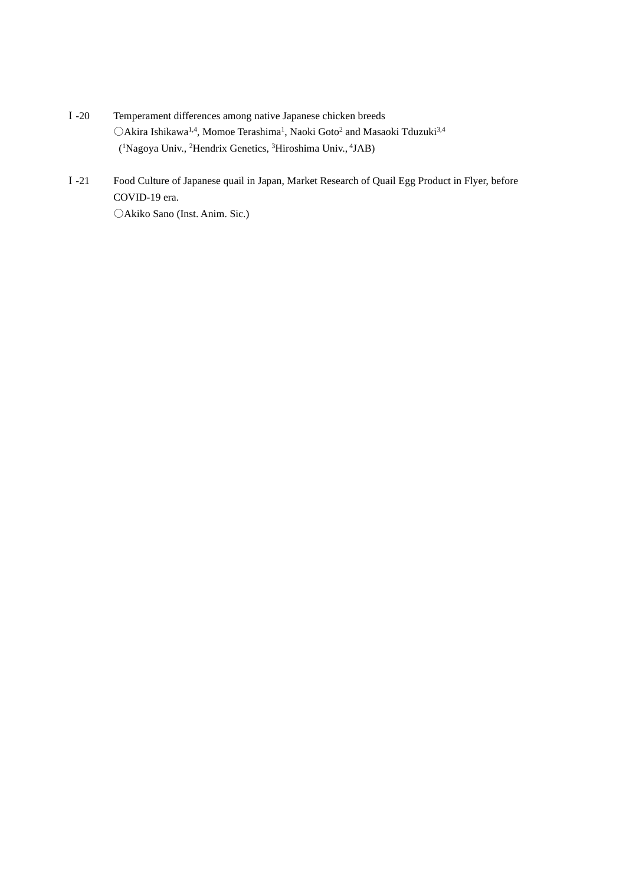Ⅰ-20 Temperament differences among native Japanese chicken breeds

〇Akira Ishikawa[1,4], Momoe Terashima[1], Naoki Goto[2] and Masaoki Tduzuki[3,4]

([1]Nagoya Univ., [2]Hendrix Genetics, [3]Hiroshima Univ., [4]JAB)

Ⅰ-21 Food Culture of Japanese quail in Japan, Market Research of Quail Egg Product in Flyer, before COVID-19 era.

〇Akiko Sano (Inst. Anim. Sic.)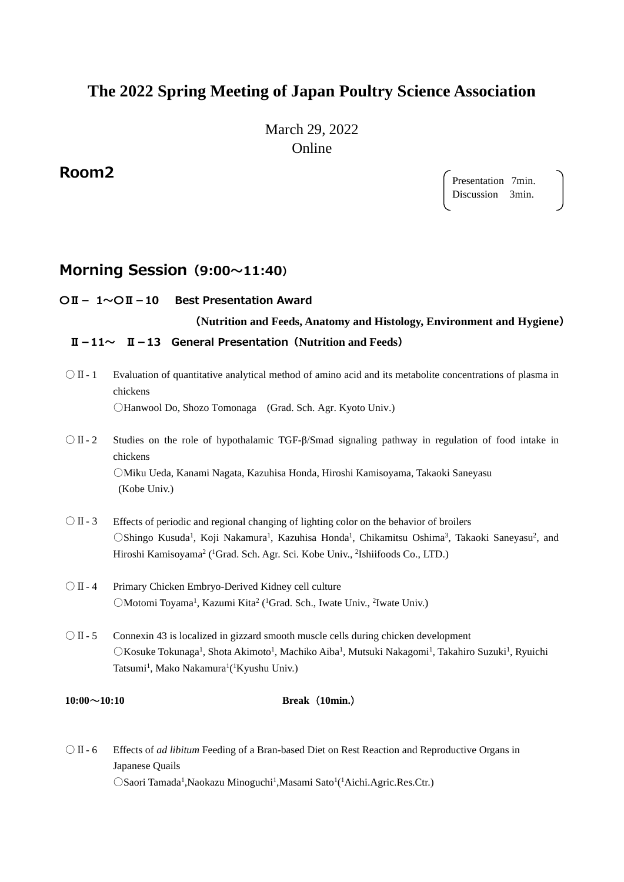# The 2022 Spring Meeting of Japan Poultry Science Association

March 29, 2022
Online

## Room2

Presentation 7min.
Discussion 3min.

## Morning Session（9:00～11:40）

**○Ⅱ－ 1～○Ⅱ－10 Best Presentation Award**

**（Nutrition and Feeds, Anatomy and Histology, Environment and Hygiene）**

**Ⅱ－11～ Ⅱ－13 General Presentation（Nutrition and Feeds）**

○Ⅱ- 1 Evaluation of quantitative analytical method of amino acid and its metabolite concentrations of plasma in chickens
○Hanwool Do, Shozo Tomonaga (Grad. Sch. Agr. Kyoto Univ.)

○Ⅱ- 2 Studies on the role of hypothalamic TGF-β/Smad signaling pathway in regulation of food intake in chickens
○Miku Ueda, Kanami Nagata, Kazuhisa Honda, Hiroshi Kamisoyama, Takaoki Saneyasu (Kobe Univ.)

○Ⅱ- 3 Effects of periodic and regional changing of lighting color on the behavior of broilers
○Shingo Kusuda[1], Koji Nakamura[1], Kazuhisa Honda[1], Chikamitsu Oshima[3], Takaoki Saneyasu[2], and Hiroshi Kamisoyama[2] ([1]Grad. Sch. Agr. Sci. Kobe Univ., [2]Ishiifoods Co., LTD.)

○Ⅱ- 4 Primary Chicken Embryo-Derived Kidney cell culture
○Motomi Toyama[1], Kazumi Kita[2] ([1]Grad. Sch., Iwate Univ., [2]Iwate Univ.)

○Ⅱ- 5 Connexin 43 is localized in gizzard smooth muscle cells during chicken development
○Kosuke Tokunaga[1], Shota Akimoto[1], Machiko Aiba[1], Mutsuki Nakagomi[1], Takahiro Suzuki[1], Ryuichi Tatsumi[1], Mako Nakamura[1]([1]Kyushu Univ.)

**10:00～10:10** **Break（10min.）**

○Ⅱ- 6 Effects of *ad libitum* Feeding of a Bran-based Diet on Rest Reaction and Reproductive Organs in Japanese Quails
○Saori Tamada[1],Naokazu Minoguchi[1],Masami Sato[1]([1]Aichi.Agric.Res.Ctr.)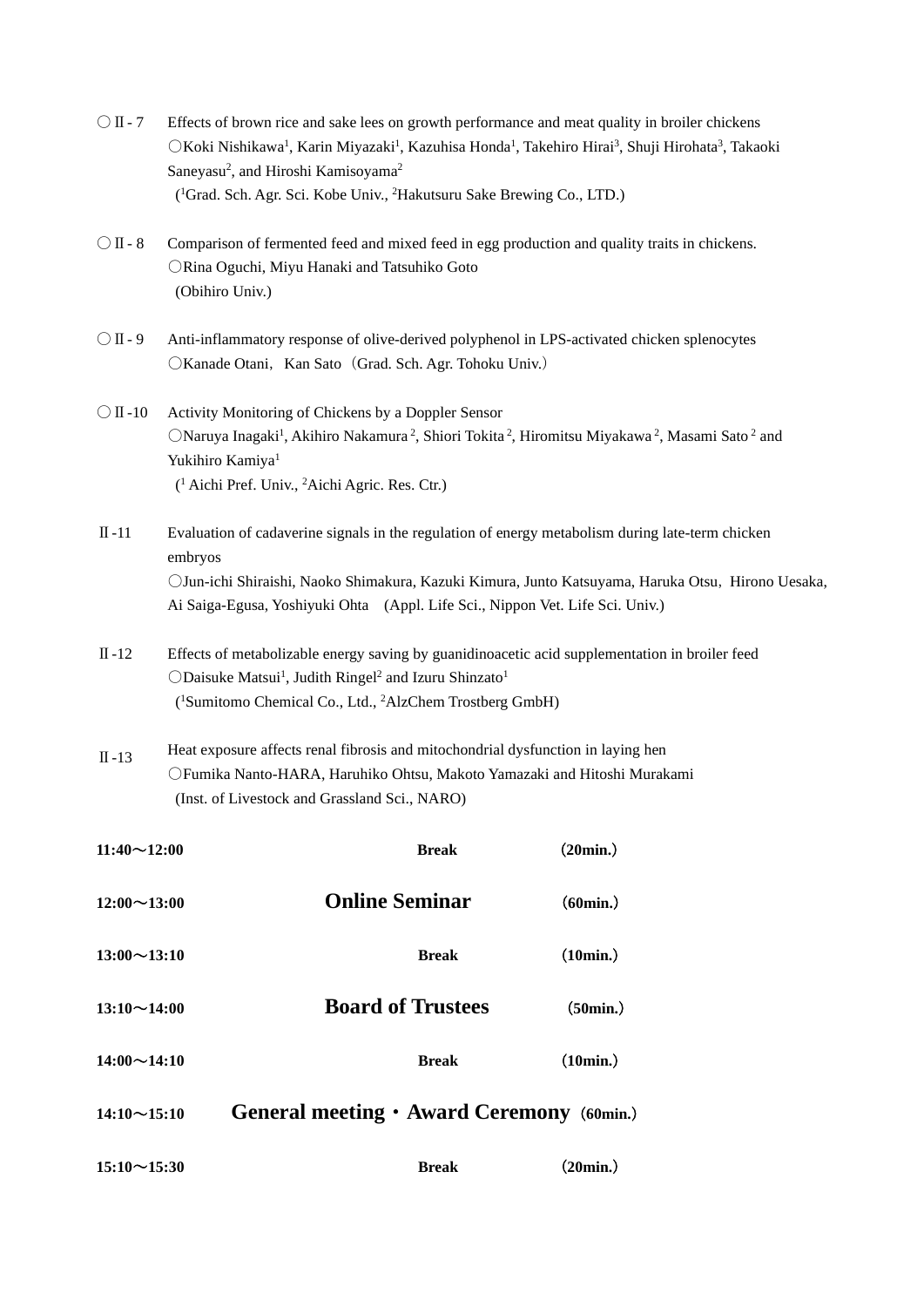○Ⅱ- 7 Effects of brown rice and sake lees on growth performance and meat quality in broiler chickens
○Koki Nishikawa[1], Karin Miyazaki[1], Kazuhisa Honda[1], Takehiro Hirai[3], Shuji Hirohata[3], Takaoki Saneyasu[2], and Hiroshi Kamisoyama[2]
([1]Grad. Sch. Agr. Sci. Kobe Univ., [2]Hakutsuru Sake Brewing Co., LTD.)

○Ⅱ- 8 Comparison of fermented feed and mixed feed in egg production and quality traits in chickens.
○Rina Oguchi, Miyu Hanaki and Tatsuhiko Goto
(Obihiro Univ.)

○Ⅱ- 9 Anti-inflammatory response of olive-derived polyphenol in LPS-activated chicken splenocytes
○Kanade Otani，Kan Sato（Grad. Sch. Agr. Tohoku Univ.）

○Ⅱ-10 Activity Monitoring of Chickens by a Doppler Sensor
○Naruya Inagaki[1], Akihiro Nakamura[2], Shiori Tokita[2], Hiromitsu Miyakawa[2], Masami Sato[2] and Yukihiro Kamiya[1]
([1] Aichi Pref. Univ., [2]Aichi Agric. Res. Ctr.)

Ⅱ-11 Evaluation of cadaverine signals in the regulation of energy metabolism during late-term chicken embryos
○Jun-ichi Shiraishi, Naoko Shimakura, Kazuki Kimura, Junto Katsuyama, Haruka Otsu，Hirono Uesaka, Ai Saiga-Egusa, Yoshiyuki Ohta (Appl. Life Sci., Nippon Vet. Life Sci. Univ.)

Ⅱ-12 Effects of metabolizable energy saving by guanidinoacetic acid supplementation in broiler feed
○Daisuke Matsui[1], Judith Ringel[2] and Izuru Shinzato[1]
([1]Sumitomo Chemical Co., Ltd., [2]AlzChem Trostberg GmbH)

Ⅱ-13 Heat exposure affects renal fibrosis and mitochondrial dysfunction in laying hen
○Fumika Nanto-HARA, Haruhiko Ohtsu, Makoto Yamazaki and Hitoshi Murakami
(Inst. of Livestock and Grassland Sci., NARO)

**11:40～12:00** **Break** **（20min.）**

**12:00～13:00** **Online Seminar** **（60min.）**

**13:00～13:10** **Break** **（10min.）**

**13:10～14:00** **Board of Trustees** **（50min.）**

**14:00～14:10** **Break** **（10min.）**

**14:10～15:10** **General meeting・Award Ceremony（60min.）**

**15:10～15:30** **Break** **（20min.）**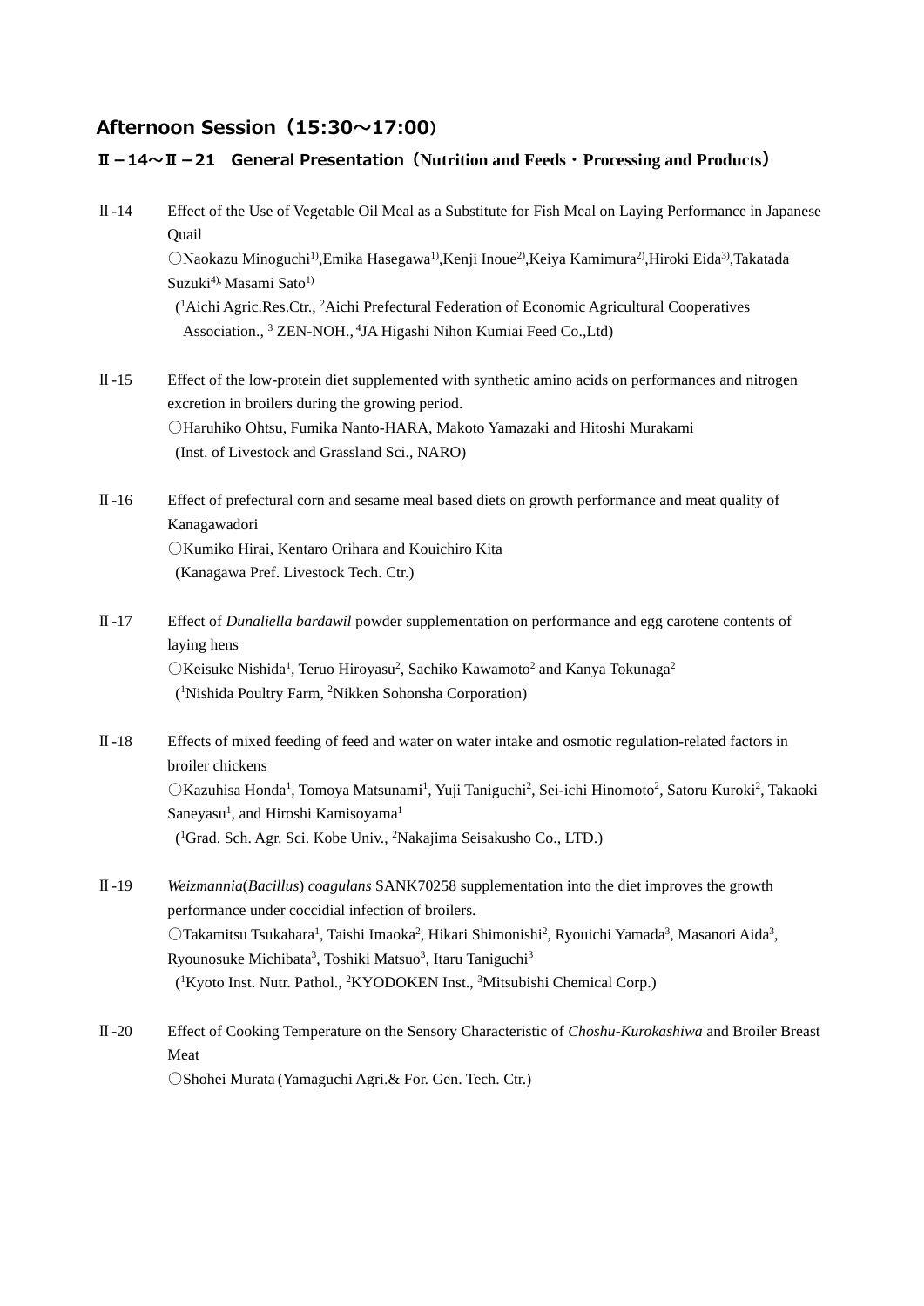## Afternoon Session（15:30～17:00）

### Ⅱ－14～Ⅱ－21　General Presentation（Nutrition and Feeds・Processing and Products）

Ⅱ-14　Effect of the Use of Vegetable Oil Meal as a Substitute for Fish Meal on Laying Performance in Japanese Quail

○Naokazu Minoguchi[1)],Emika Hasegawa[1)],Kenji Inoue[2)],Keiya Kamimura[2)],Hiroki Eida[3)],Takatada Suzuki[4),] Masami Sato[1)]

([1]Aichi Agric.Res.Ctr., [2]Aichi Prefectural Federation of Economic Agricultural Cooperatives Association., [3] ZEN-NOH., [4]JA Higashi Nihon Kumiai Feed Co.,Ltd)

Ⅱ-15　Effect of the low-protein diet supplemented with synthetic amino acids on performances and nitrogen excretion in broilers during the growing period.

○Haruhiko Ohtsu, Fumika Nanto-HARA, Makoto Yamazaki and Hitoshi Murakami

(Inst. of Livestock and Grassland Sci., NARO)

Ⅱ-16　Effect of prefectural corn and sesame meal based diets on growth performance and meat quality of Kanagawadori

○Kumiko Hirai, Kentaro Orihara and Kouichiro Kita

(Kanagawa Pref. Livestock Tech. Ctr.)

Ⅱ-17　Effect of *Dunaliella bardawil* powder supplementation on performance and egg carotene contents of laying hens

○Keisuke Nishida[1], Teruo Hiroyasu[2], Sachiko Kawamoto[2] and Kanya Tokunaga[2]

([1]Nishida Poultry Farm, [2]Nikken Sohonsha Corporation)

Ⅱ-18　Effects of mixed feeding of feed and water on water intake and osmotic regulation-related factors in broiler chickens

○Kazuhisa Honda[1], Tomoya Matsunami[1], Yuji Taniguchi[2], Sei-ichi Hinomoto[2], Satoru Kuroki[2], Takaoki Saneyasu[1], and Hiroshi Kamisoyama[1]

([1]Grad. Sch. Agr. Sci. Kobe Univ., [2]Nakajima Seisakusho Co., LTD.)

Ⅱ-19　*Weizmannia*(*Bacillus*) *coagulans* SANK70258 supplementation into the diet improves the growth performance under coccidial infection of broilers.

○Takamitsu Tsukahara[1], Taishi Imaoka[2], Hikari Shimonishi[2], Ryouichi Yamada[3], Masanori Aida[3], Ryounosuke Michibata[3], Toshiki Matsuo[3], Itaru Taniguchi[3]

([1]Kyoto Inst. Nutr. Pathol., [2]KYODOKEN Inst., [3]Mitsubishi Chemical Corp.)

Ⅱ-20　Effect of Cooking Temperature on the Sensory Characteristic of *Choshu-Kurokashiwa* and Broiler Breast Meat

○Shohei Murata (Yamaguchi Agri.& For. Gen. Tech. Ctr.)